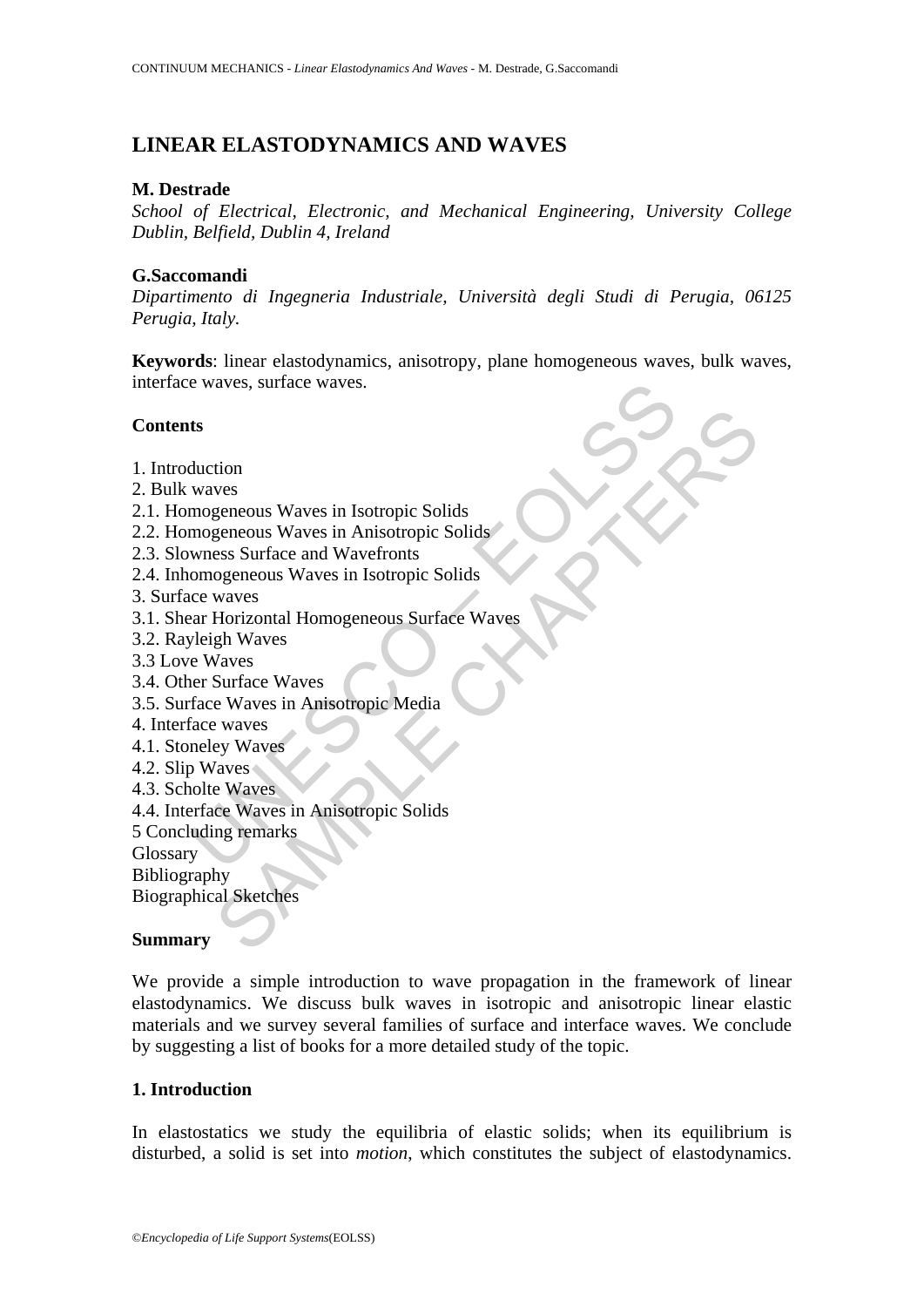# LINEAR ELASTODYNAMICS AND WAVES

**M. Destrade**

*School of Electrical, Electronic, and Mechanical Engineering, University College Dublin, Belfield, Dublin 4, Ireland*

**G.Saccomandi**

*Dipartimento di Ingegneria Industriale, Università degli Studi di Perugia, 06125 Perugia, Italy.*

**Keywords**: linear elastodynamics, anisotropy, plane homogeneous waves, bulk waves, interface waves, surface waves.

**Contents**

1. Introduction
2. Bulk waves
2.1. Homogeneous Waves in Isotropic Solids
2.2. Homogeneous Waves in Anisotropic Solids
2.3. Slowness Surface and Wavefronts
2.4. Inhomogeneous Waves in Isotropic Solids
3. Surface waves
3.1. Shear Horizontal Homogeneous Surface Waves
3.2. Rayleigh Waves
3.3 Love Waves
3.4. Other Surface Waves
3.5. Surface Waves in Anisotropic Media
4. Interface waves
4.1. Stoneley Waves
4.2. Slip Waves
4.3. Scholte Waves
4.4. Interface Waves in Anisotropic Solids
5 Concluding remarks
Glossary
Bibliography
Biographical Sketches

**Summary**

We provide a simple introduction to wave propagation in the framework of linear elastodynamics. We discuss bulk waves in isotropic and anisotropic linear elastic materials and we survey several families of surface and interface waves. We conclude by suggesting a list of books for a more detailed study of the topic.

## 1. Introduction

In elastostatics we study the equilibria of elastic solids; when its equilibrium is disturbed, a solid is set into *motion*, which constitutes the subject of elastodynamics.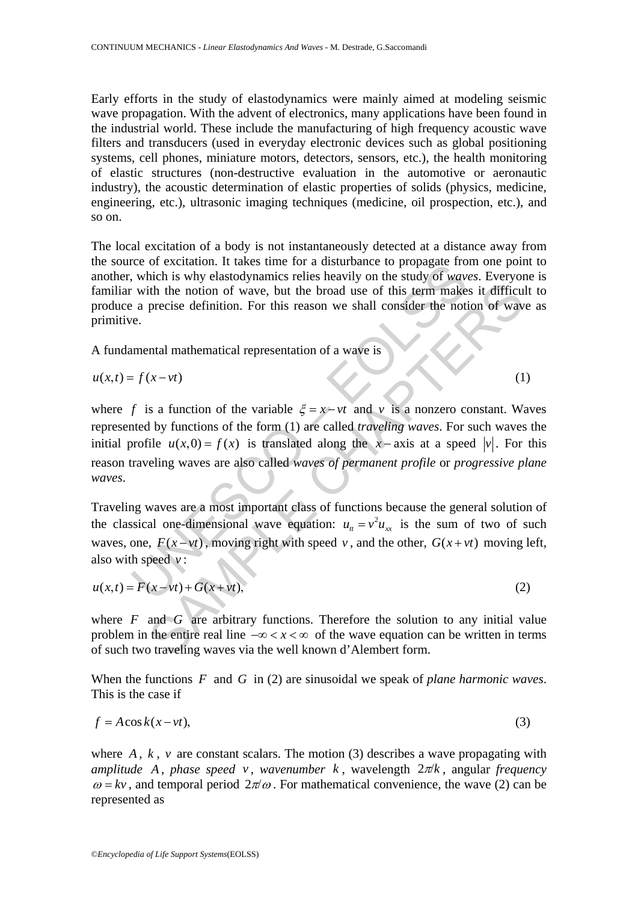Early efforts in the study of elastodynamics were mainly aimed at modeling seismic wave propagation. With the advent of electronics, many applications have been found in the industrial world. These include the manufacturing of high frequency acoustic wave filters and transducers (used in everyday electronic devices such as global positioning systems, cell phones, miniature motors, detectors, sensors, etc.), the health monitoring of elastic structures (non-destructive evaluation in the automotive or aeronautic industry), the acoustic determination of elastic properties of solids (physics, medicine, engineering, etc.), ultrasonic imaging techniques (medicine, oil prospection, etc.), and so on.

The local excitation of a body is not instantaneously detected at a distance away from the source of excitation. It takes time for a disturbance to propagate from one point to another, which is why elastodynamics relies heavily on the study of *waves*. Everyone is familiar with the notion of wave, but the broad use of this term makes it difficult to produce a precise definition. For this reason we shall consider the notion of wave as primitive.

A fundamental mathematical representation of a wave is

$$u(x,t) = f(x - vt) \tag{1}$$

where $f$ is a function of the variable $\xi = x - vt$ and $v$ is a nonzero constant. Waves represented by functions of the form (1) are called *traveling waves*. For such waves the initial profile $u(x,0) = f(x)$ is translated along the $x-$axis at a speed $|v|$. For this reason traveling waves are also called *waves of permanent profile* or *progressive plane waves*.

Traveling waves are a most important class of functions because the general solution of the classical one-dimensional wave equation: $u_{tt} = v^2 u_{xx}$ is the sum of two of such waves, one, $F(x - vt)$, moving right with speed $v$, and the other, $G(x + vt)$ moving left, also with speed $v$:

$$u(x,t) = F(x - vt) + G(x + vt), \tag{2}$$

where $F$ and $G$ are arbitrary functions. Therefore the solution to any initial value problem in the entire real line $-\infty < x < \infty$ of the wave equation can be written in terms of such two traveling waves via the well known d'Alembert form.

When the functions $F$ and $G$ in (2) are sinusoidal we speak of *plane harmonic waves*. This is the case if

$$f = A \cos k(x - vt), \tag{3}$$

where $A$, $k$, $v$ are constant scalars. The motion (3) describes a wave propagating with *amplitude* $A$, *phase speed* $v$, *wavenumber* $k$, wavelength $2\pi/k$, angular *frequency* $\omega = kv$, and temporal period $2\pi/\omega$. For mathematical convenience, the wave (2) can be represented as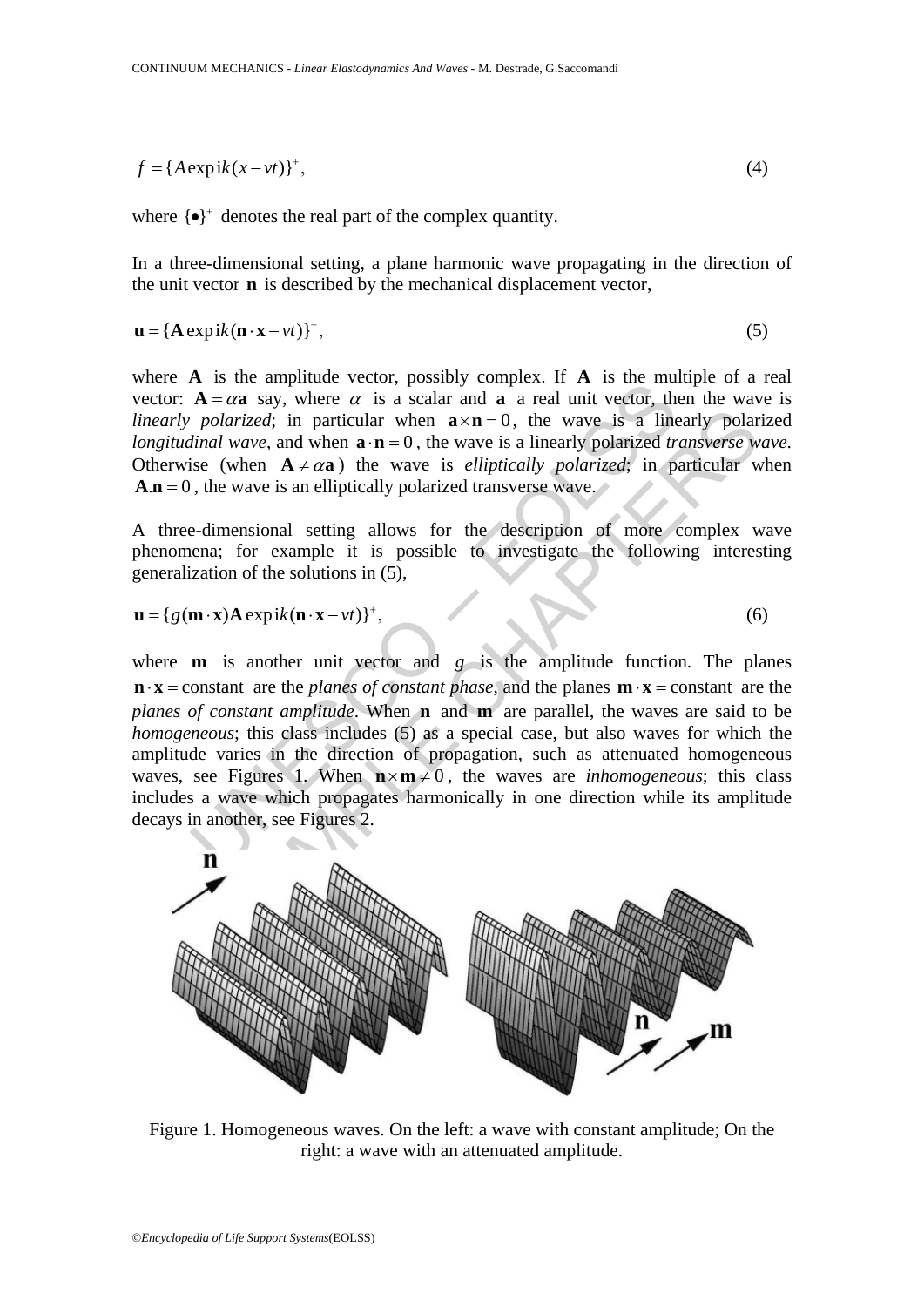$$f = \{A \exp \mathrm{i}k(x - vt)\}^{+}, \tag{4}$$

where $\{\bullet\}^{+}$ denotes the real part of the complex quantity.

In a three-dimensional setting, a plane harmonic wave propagating in the direction of the unit vector $\mathbf{n}$ is described by the mechanical displacement vector,

$$\mathbf{u} = \{\mathbf{A} \exp \mathrm{i}k(\mathbf{n} \cdot \mathbf{x} - vt)\}^{+}, \tag{5}$$

where $\mathbf{A}$ is the amplitude vector, possibly complex. If $\mathbf{A}$ is the multiple of a real vector: $\mathbf{A} = \alpha \mathbf{a}$ say, where $\alpha$ is a scalar and $\mathbf{a}$ a real unit vector, then the wave is *linearly polarized*; in particular when $\mathbf{a} \times \mathbf{n} = 0$, the wave is a linearly polarized *longitudinal wave*, and when $\mathbf{a} \cdot \mathbf{n} = 0$, the wave is a linearly polarized *transverse wave*. Otherwise (when $\mathbf{A} \neq \alpha \mathbf{a}$) the wave is *elliptically polarized*; in particular when $\mathbf{A}.\mathbf{n} = 0$, the wave is an elliptically polarized transverse wave.

A three-dimensional setting allows for the description of more complex wave phenomena; for example it is possible to investigate the following interesting generalization of the solutions in (5),

$$\mathbf{u} = \{g(\mathbf{m} \cdot \mathbf{x}) \mathbf{A} \exp \mathrm{i}k(\mathbf{n} \cdot \mathbf{x} - vt)\}^{+}, \tag{6}$$

where $\mathbf{m}$ is another unit vector and $g$ is the amplitude function. The planes $\mathbf{n} \cdot \mathbf{x} = \text{constant}$ are the *planes of constant phase*, and the planes $\mathbf{m} \cdot \mathbf{x} = \text{constant}$ are the *planes of constant amplitude*. When $\mathbf{n}$ and $\mathbf{m}$ are parallel, the waves are said to be *homogeneous*; this class includes (5) as a special case, but also waves for which the amplitude varies in the direction of propagation, such as attenuated homogeneous waves, see Figures 1. When $\mathbf{n} \times \mathbf{m} \neq 0$, the waves are *inhomogeneous*; this class includes a wave which propagates harmonically in one direction while its amplitude decays in another, see Figures 2.

Figure 1. Homogeneous waves. On the left: a wave with constant amplitude; On the right: a wave with an attenuated amplitude.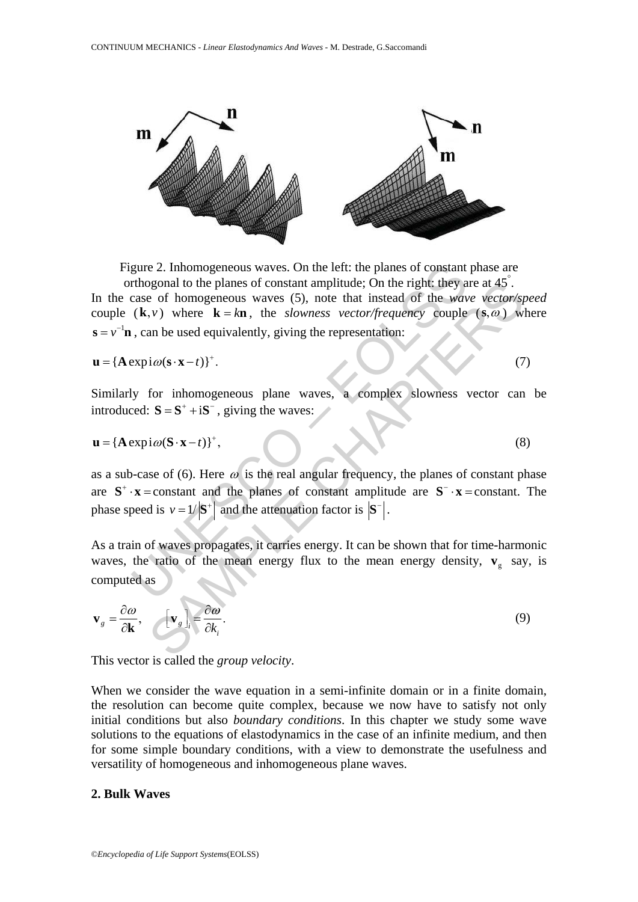Figure 2. Inhomogeneous waves. On the left: the planes of constant phase are orthogonal to the planes of constant amplitude; On the right: they are at 45°.

In the case of homogeneous waves (5), note that instead of the *wave vector/speed* couple $(\mathbf{k}, v)$ where $\mathbf{k} = k\mathbf{n}$, the *slowness vector/frequency* couple $(\mathbf{s}, \omega)$ where $\mathbf{s} = v^{-1}\mathbf{n}$, can be used equivalently, giving the representation:

$$\mathbf{u} = \{\mathbf{A} \exp \mathrm{i}\omega(\mathbf{s} \cdot \mathbf{x} - t)\}^{+}. \tag{7}$$

Similarly for inhomogeneous plane waves, a complex slowness vector can be introduced: $\mathbf{S} = \mathbf{S}^{+} + \mathrm{i}\mathbf{S}^{-}$, giving the waves:

$$\mathbf{u} = \{\mathbf{A} \exp \mathrm{i}\omega(\mathbf{S} \cdot \mathbf{x} - t)\}^{+}, \tag{8}$$

as a sub-case of (6). Here $\omega$ is the real angular frequency, the planes of constant phase are $\mathbf{S}^{+} \cdot \mathbf{x} = \text{constant}$ and the planes of constant amplitude are $\mathbf{S}^{-} \cdot \mathbf{x} = \text{constant}$. The phase speed is $v = 1/\left|\mathbf{S}^{+}\right|$ and the attenuation factor is $\left|\mathbf{S}^{-}\right|$.

As a train of waves propagates, it carries energy. It can be shown that for time-harmonic waves, the ratio of the mean energy flux to the mean energy density, $\mathbf{v}_{\mathrm{g}}$ say, is computed as

$$\mathbf{v}_{g} = \frac{\partial \omega}{\partial \mathbf{k}}, \qquad \left[\mathbf{v}_{g}\right]_{i} = \frac{\partial \omega}{\partial k_{i}}. \tag{9}$$

This vector is called the *group velocity*.

When we consider the wave equation in a semi-infinite domain or in a finite domain, the resolution can become quite complex, because we now have to satisfy not only initial conditions but also *boundary conditions*. In this chapter we study some wave solutions to the equations of elastodynamics in the case of an infinite medium, and then for some simple boundary conditions, with a view to demonstrate the usefulness and versatility of homogeneous and inhomogeneous plane waves.

## 2. Bulk Waves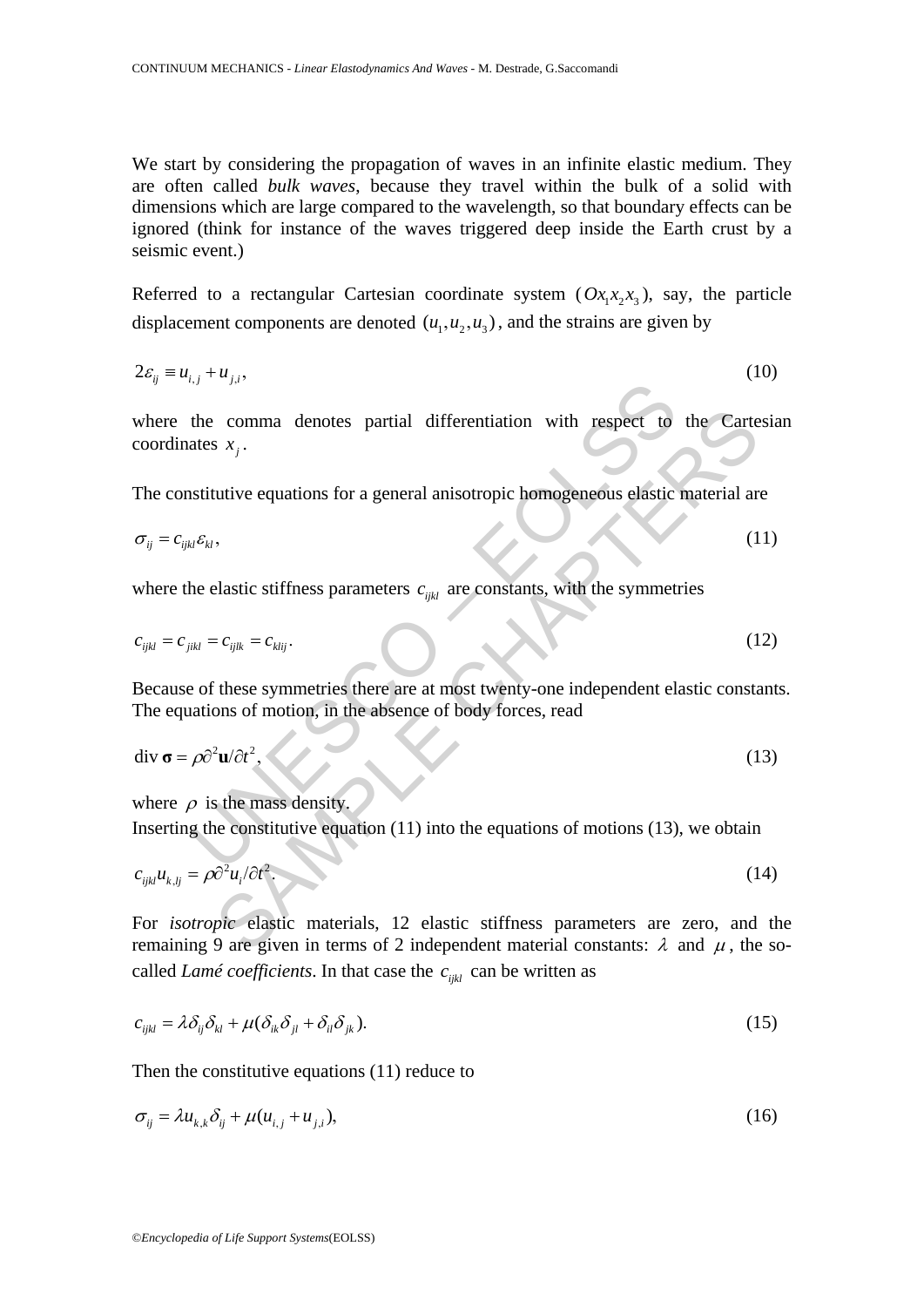We start by considering the propagation of waves in an infinite elastic medium. They are often called *bulk waves*, because they travel within the bulk of a solid with dimensions which are large compared to the wavelength, so that boundary effects can be ignored (think for instance of the waves triggered deep inside the Earth crust by a seismic event.)

Referred to a rectangular Cartesian coordinate system ($Ox_1x_2x_3$), say, the particle displacement components are denoted $(u_1, u_2, u_3)$, and the strains are given by

$$2\varepsilon_{ij} \equiv u_{i,j} + u_{j,i}, \tag{10}$$

where the comma denotes partial differentiation with respect to the Cartesian coordinates $x_j$.

The constitutive equations for a general anisotropic homogeneous elastic material are

$$\sigma_{ij} = c_{ijkl}\varepsilon_{kl}, \tag{11}$$

where the elastic stiffness parameters $c_{ijkl}$ are constants, with the symmetries

$$c_{ijkl} = c_{jikl} = c_{ijlk} = c_{klij}. \tag{12}$$

Because of these symmetries there are at most twenty-one independent elastic constants. The equations of motion, in the absence of body forces, read

$$\text{div}\,\boldsymbol{\sigma} = \rho\partial^2\mathbf{u}/\partial t^2, \tag{13}$$

where $\rho$ is the mass density.
Inserting the constitutive equation (11) into the equations of motions (13), we obtain

$$c_{ijkl}u_{k,lj} = \rho\partial^2 u_i/\partial t^2. \tag{14}$$

For *isotropic* elastic materials, 12 elastic stiffness parameters are zero, and the remaining 9 are given in terms of 2 independent material constants: $\lambda$ and $\mu$, the so-called *Lamé coefficients*. In that case the $c_{ijkl}$ can be written as

$$c_{ijkl} = \lambda\delta_{ij}\delta_{kl} + \mu(\delta_{ik}\delta_{jl} + \delta_{il}\delta_{jk}). \tag{15}$$

Then the constitutive equations (11) reduce to

$$\sigma_{ij} = \lambda u_{k,k}\delta_{ij} + \mu(u_{i,j} + u_{j,i}), \tag{16}$$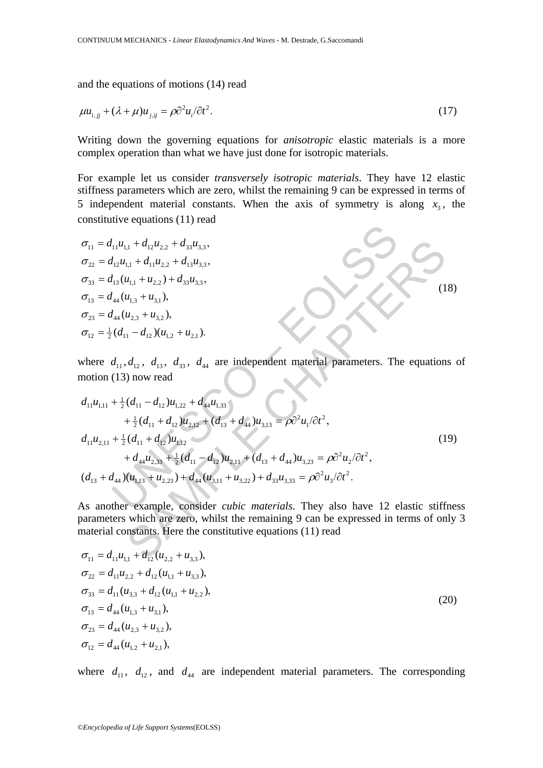and the equations of motions (14) read

$$\mu u_{i,jj} + (\lambda + \mu) u_{j,ij} = \rho \partial^2 u_i / \partial t^2. \tag{17}$$

Writing down the governing equations for *anisotropic* elastic materials is a more complex operation than what we have just done for isotropic materials.

For example let us consider *transversely isotropic materials*. They have 12 elastic stiffness parameters which are zero, whilst the remaining 9 can be expressed in terms of 5 independent material constants. When the axis of symmetry is along $x_3$, the constitutive equations (11) read

$$\begin{aligned}
\sigma_{11} &= d_{11} u_{1,1} + d_{12} u_{2,2} + d_{33} u_{3,3}, \\
\sigma_{22} &= d_{12} u_{1,1} + d_{11} u_{2,2} + d_{13} u_{3,3}, \\
\sigma_{33} &= d_{13} (u_{1,1} + u_{2,2}) + d_{33} u_{3,3}, \\
\sigma_{13} &= d_{44} (u_{1,3} + u_{3,1}), \\
\sigma_{23} &= d_{44} (u_{2,3} + u_{3,2}), \\
\sigma_{12} &= \tfrac{1}{2} (d_{11} - d_{12})(u_{1,2} + u_{2,1}).
\end{aligned} \tag{18}$$

where $d_{11}, d_{12}$, $d_{13}$, $d_{33}$, $d_{44}$ are independent material parameters. The equations of motion (13) now read

$$\begin{aligned}
& d_{11} u_{1,11} + \tfrac{1}{2}(d_{11} - d_{12}) u_{1,22} + d_{44} u_{1,33} \\
& \qquad + \tfrac{1}{2}(d_{11} + d_{12}) u_{2,12} + (d_{13} + d_{44}) u_{3,13} = \rho \partial^2 u_1 / \partial t^2, \\
& d_{11} u_{2,11} + \tfrac{1}{2}(d_{11} + d_{12}) u_{1,12} \\
& \qquad + d_{44} u_{2,33} + \tfrac{1}{2}(d_{11} - d_{12}) u_{2,11} + (d_{13} + d_{44}) u_{3,23} = \rho \partial^2 u_2 / \partial t^2, \\
& (d_{13} + d_{44})(u_{1,13} + u_{2,23}) + d_{44}(u_{3,11} + u_{3,22}) + d_{33} u_{3,33} = \rho \partial^2 u_3 / \partial t^2.
\end{aligned} \tag{19}$$

As another example, consider *cubic materials*. They also have 12 elastic stiffness parameters which are zero, whilst the remaining 9 can be expressed in terms of only 3 material constants. Here the constitutive equations (11) read

$$\begin{aligned}
\sigma_{11} &= d_{11} u_{1,1} + d_{12} (u_{2,2} + u_{3,3}), \\
\sigma_{22} &= d_{11} u_{2,2} + d_{12} (u_{1,1} + u_{3,3}), \\
\sigma_{33} &= d_{11} (u_{3,3} + d_{12} (u_{1,1} + u_{2,2}), \\
\sigma_{13} &= d_{44} (u_{1,3} + u_{3,1}), \\
\sigma_{23} &= d_{44} (u_{2,3} + u_{3,2}), \\
\sigma_{12} &= d_{44} (u_{1,2} + u_{2,1}),
\end{aligned} \tag{20}$$

where $d_{11}$, $d_{12}$, and $d_{44}$ are independent material parameters. The corresponding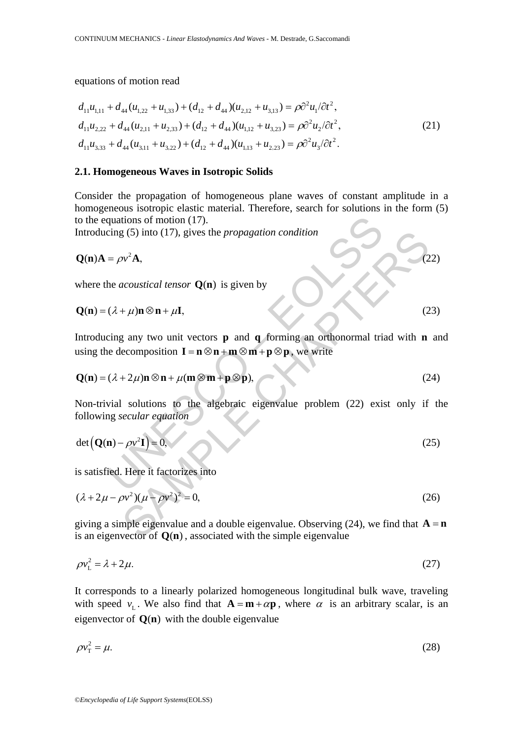equations of motion read

$$
\begin{aligned}
&d_{11}u_{1,11} + d_{44}(u_{1,22} + u_{1,33}) + (d_{12} + d_{44})(u_{2,12} + u_{3,13}) = \rho \partial^2 u_1 / \partial t^2, \\
&d_{11}u_{2,22} + d_{44}(u_{2,11} + u_{2,33}) + (d_{12} + d_{44})(u_{1,12} + u_{3,23}) = \rho \partial^2 u_2 / \partial t^2, \\
&d_{11}u_{3,33} + d_{44}(u_{3,11} + u_{3,22}) + (d_{12} + d_{44})(u_{1,13} + u_{2,23}) = \rho \partial^2 u_3 / \partial t^2.
\end{aligned}
\tag{21}
$$

### 2.1. Homogeneous Waves in Isotropic Solids

Consider the propagation of homogeneous plane waves of constant amplitude in a homogeneous isotropic elastic material. Therefore, search for solutions in the form (5) to the equations of motion (17).

Introducing (5) into (17), gives the *propagation condition*

$$
\mathbf{Q}(\mathbf{n})\mathbf{A} = \rho v^2 \mathbf{A}, \tag{22}
$$

where the *acoustical tensor* $\mathbf{Q}(\mathbf{n})$ is given by

$$
\mathbf{Q}(\mathbf{n}) = (\lambda + \mu)\mathbf{n} \otimes \mathbf{n} + \mu \mathbf{I}, \tag{23}
$$

Introducing any two unit vectors $\mathbf{p}$ and $\mathbf{q}$ forming an orthonormal triad with $\mathbf{n}$ and using the decomposition $\mathbf{I} = \mathbf{n} \otimes \mathbf{n} + \mathbf{m} \otimes \mathbf{m} + \mathbf{p} \otimes \mathbf{p}$, we write

$$
\mathbf{Q}(\mathbf{n}) = (\lambda + 2\mu)\mathbf{n} \otimes \mathbf{n} + \mu(\mathbf{m} \otimes \mathbf{m} + \mathbf{p} \otimes \mathbf{p}), \tag{24}
$$

Non-trivial solutions to the algebraic eigenvalue problem (22) exist only if the following *secular equation*

$$
\det\left(\mathbf{Q}(\mathbf{n}) - \rho v^2 \mathbf{I}\right) = 0, \tag{25}
$$

is satisfied. Here it factorizes into

$$
(\lambda + 2\mu - \rho v^2)(\mu - \rho v^2)^2 = 0, \tag{26}
$$

giving a simple eigenvalue and a double eigenvalue. Observing (24), we find that $\mathbf{A} = \mathbf{n}$ is an eigenvector of $\mathbf{Q}(\mathbf{n})$, associated with the simple eigenvalue

$$
\rho v_{\mathrm{L}}^2 = \lambda + 2\mu. \tag{27}
$$

It corresponds to a linearly polarized homogeneous longitudinal bulk wave, traveling with speed $v_{\mathrm{L}}$. We also find that $\mathbf{A} = \mathbf{m} + \alpha \mathbf{p}$, where $\alpha$ is an arbitrary scalar, is an eigenvector of $\mathbf{Q}(\mathbf{n})$ with the double eigenvalue

$$
\rho v_{\mathrm{T}}^2 = \mu. \tag{28}
$$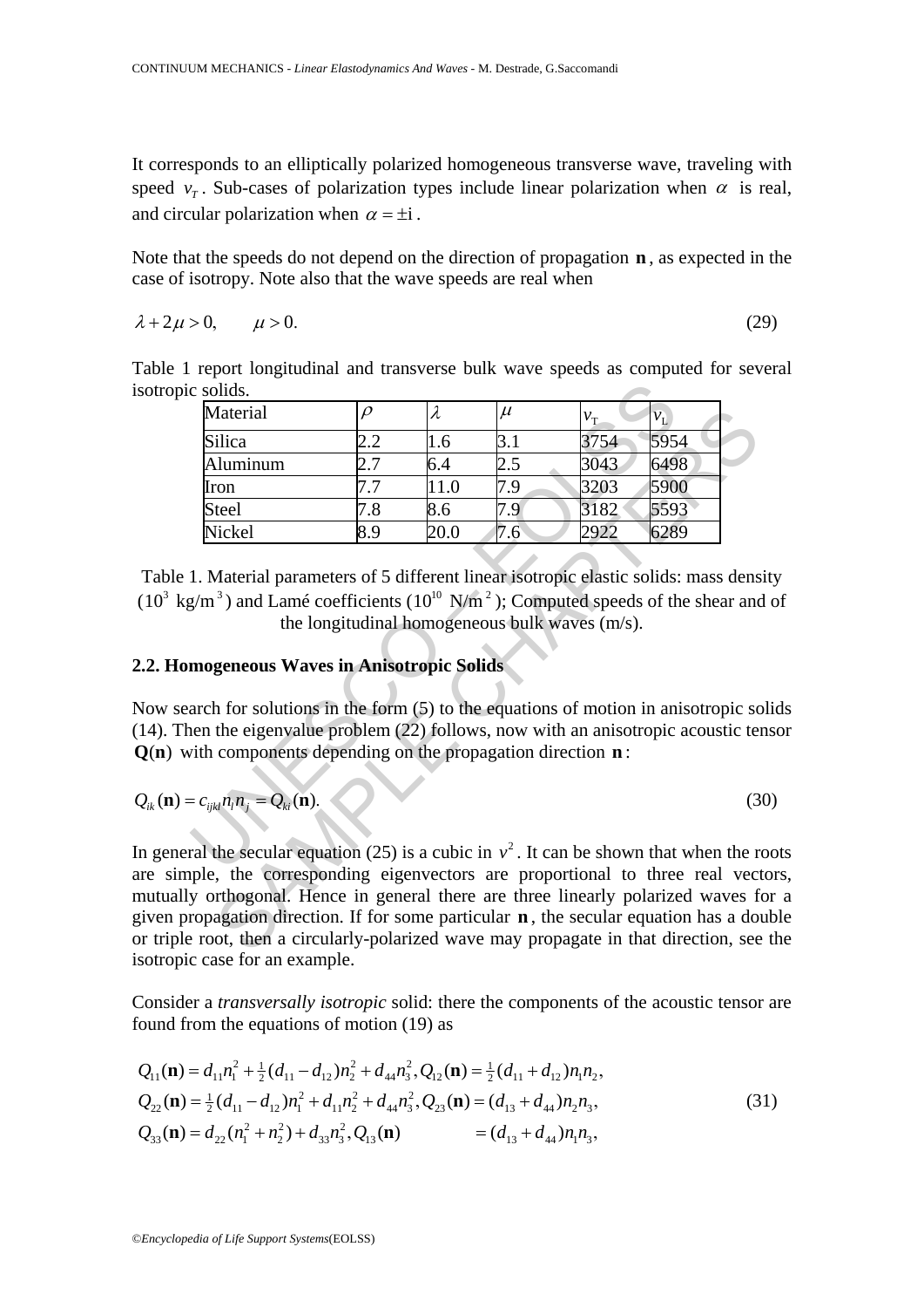It corresponds to an elliptically polarized homogeneous transverse wave, traveling with speed $v_T$. Sub-cases of polarization types include linear polarization when $\alpha$ is real, and circular polarization when $\alpha = \pm \mathrm{i}$.

Note that the speeds do not depend on the direction of propagation $\mathbf{n}$, as expected in the case of isotropy. Note also that the wave speeds are real when

$$\lambda + 2\mu > 0, \qquad \mu > 0. \tag{29}$$

Table 1 report longitudinal and transverse bulk wave speeds as computed for several isotropic solids.

| Material | $\rho$ | $\lambda$ | $\mu$ | $v_{\mathrm{T}}$ | $v_{\mathrm{L}}$ |
|---|---|---|---|---|---|
| Silica | 2.2 | 1.6 | 3.1 | 3754 | 5954 |
| Aluminum | 2.7 | 6.4 | 2.5 | 3043 | 6498 |
| Iron | 7.7 | 11.0 | 7.9 | 3203 | 5900 |
| Steel | 7.8 | 8.6 | 7.9 | 3182 | 5593 |
| Nickel | 8.9 | 20.0 | 7.6 | 2922 | 6289 |

Table 1. Material parameters of 5 different linear isotropic elastic solids: mass density ($10^3$ kg/m$^3$) and Lamé coefficients ($10^{10}$ N/m$^2$); Computed speeds of the shear and of the longitudinal homogeneous bulk waves (m/s).

### 2.2. Homogeneous Waves in Anisotropic Solids

Now search for solutions in the form (5) to the equations of motion in anisotropic solids (14). Then the eigenvalue problem (22) follows, now with an anisotropic acoustic tensor $\mathbf{Q}(\mathbf{n})$ with components depending on the propagation direction $\mathbf{n}$:

$$Q_{ik}(\mathbf{n}) = c_{ijkl} n_l n_j = Q_{ki}(\mathbf{n}). \tag{30}$$

In general the secular equation (25) is a cubic in $v^2$. It can be shown that when the roots are simple, the corresponding eigenvectors are proportional to three real vectors, mutually orthogonal. Hence in general there are three linearly polarized waves for a given propagation direction. If for some particular $\mathbf{n}$, the secular equation has a double or triple root, then a circularly-polarized wave may propagate in that direction, see the isotropic case for an example.

Consider a *transversally isotropic* solid: there the components of the acoustic tensor are found from the equations of motion (19) as

$$\begin{aligned}
&Q_{11}(\mathbf{n}) = d_{11} n_1^2 + \tfrac{1}{2}(d_{11} - d_{12}) n_2^2 + d_{44} n_3^2, Q_{12}(\mathbf{n}) = \tfrac{1}{2}(d_{11} + d_{12}) n_1 n_2, \\
&Q_{22}(\mathbf{n}) = \tfrac{1}{2}(d_{11} - d_{12}) n_1^2 + d_{11} n_2^2 + d_{44} n_3^2, Q_{23}(\mathbf{n}) = (d_{13} + d_{44}) n_2 n_3, \\
&Q_{33}(\mathbf{n}) = d_{22}(n_1^2 + n_2^2) + d_{33} n_3^2, Q_{13}(\mathbf{n}) \qquad = (d_{13} + d_{44}) n_1 n_3,
\end{aligned} \tag{31}$$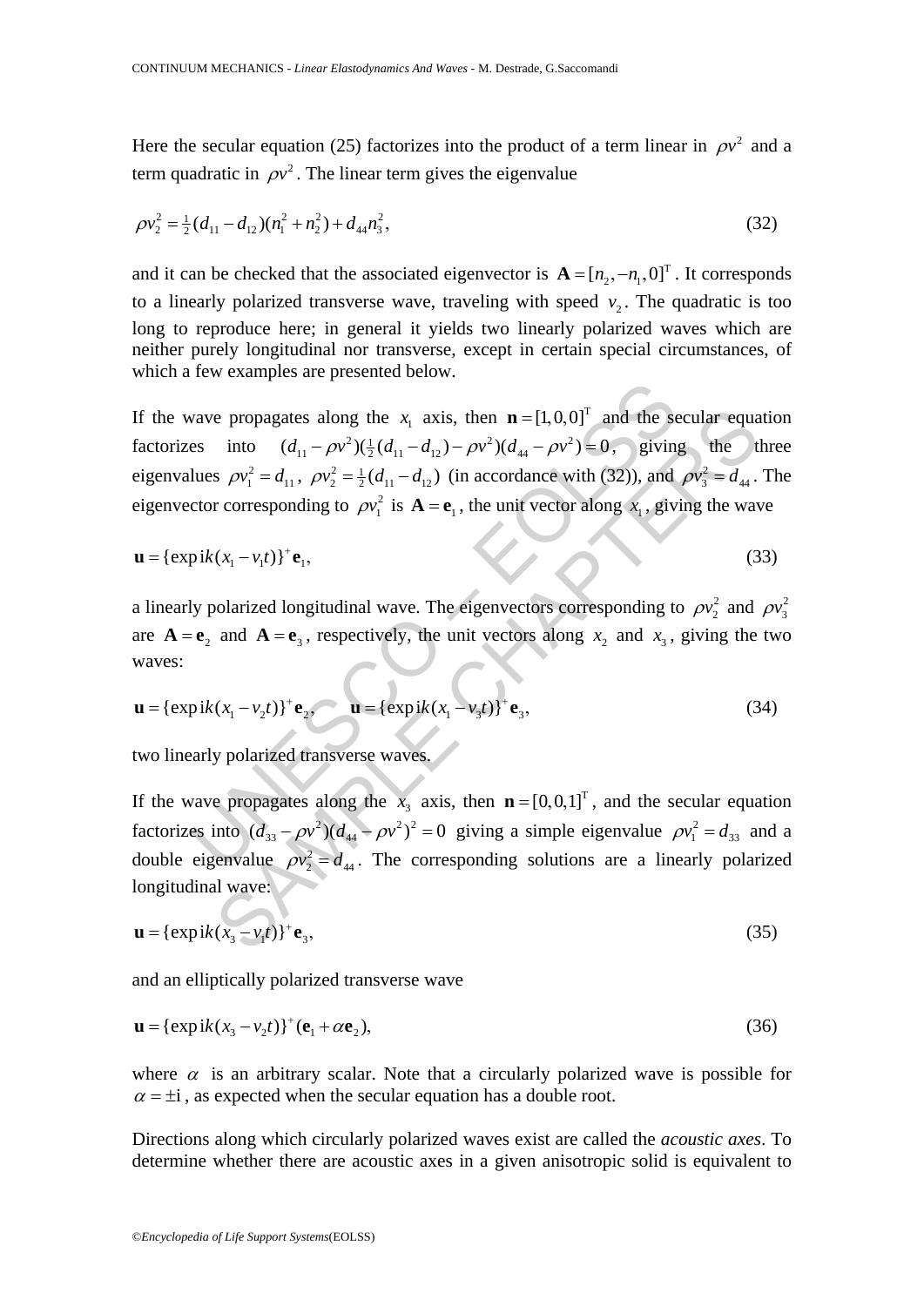Here the secular equation (25) factorizes into the product of a term linear in $\rho v^2$ and a term quadratic in $\rho v^2$. The linear term gives the eigenvalue

$$\rho v_2^2 = \tfrac{1}{2}(d_{11} - d_{12})(n_1^2 + n_2^2) + d_{44} n_3^2, \tag{32}$$

and it can be checked that the associated eigenvector is $\mathbf{A} = [n_2, -n_1, 0]^{\mathrm{T}}$. It corresponds to a linearly polarized transverse wave, traveling with speed $v_2$. The quadratic is too long to reproduce here; in general it yields two linearly polarized waves which are neither purely longitudinal nor transverse, except in certain special circumstances, of which a few examples are presented below.

If the wave propagates along the $x_1$ axis, then $\mathbf{n} = [1, 0, 0]^{\mathrm{T}}$ and the secular equation factorizes into $(d_{11} - \rho v^2)(\tfrac{1}{2}(d_{11} - d_{12}) - \rho v^2)(d_{44} - \rho v^2) = 0$, giving the three eigenvalues $\rho v_1^2 = d_{11}$, $\rho v_2^2 = \tfrac{1}{2}(d_{11} - d_{12})$ (in accordance with (32)), and $\rho v_3^2 = d_{44}$. The eigenvector corresponding to $\rho v_1^2$ is $\mathbf{A} = \mathbf{e}_1$, the unit vector along $x_1$, giving the wave

$$\mathbf{u} = \{\exp \mathrm{i}k(x_1 - v_1 t)\}^{+} \mathbf{e}_1, \tag{33}$$

a linearly polarized longitudinal wave. The eigenvectors corresponding to $\rho v_2^2$ and $\rho v_3^2$ are $\mathbf{A} = \mathbf{e}_2$ and $\mathbf{A} = \mathbf{e}_3$, respectively, the unit vectors along $x_2$ and $x_3$, giving the two waves:

$$\mathbf{u} = \{\exp \mathrm{i}k(x_1 - v_2 t)\}^{+} \mathbf{e}_2, \qquad \mathbf{u} = \{\exp \mathrm{i}k(x_1 - v_3 t)\}^{+} \mathbf{e}_3, \tag{34}$$

two linearly polarized transverse waves.

If the wave propagates along the $x_3$ axis, then $\mathbf{n} = [0, 0, 1]^{\mathrm{T}}$, and the secular equation factorizes into $(d_{33} - \rho v^2)(d_{44} - \rho v^2)^2 = 0$ giving a simple eigenvalue $\rho v_1^2 = d_{33}$ and a double eigenvalue $\rho v_2^2 = d_{44}$. The corresponding solutions are a linearly polarized longitudinal wave:

$$\mathbf{u} = \{\exp \mathrm{i}k(x_3 - v_1 t)\}^{+} \mathbf{e}_3, \tag{35}$$

and an elliptically polarized transverse wave

$$\mathbf{u} = \{\exp \mathrm{i}k(x_3 - v_2 t)\}^{+} (\mathbf{e}_1 + \alpha \mathbf{e}_2), \tag{36}$$

where $\alpha$ is an arbitrary scalar. Note that a circularly polarized wave is possible for $\alpha = \pm \mathrm{i}$, as expected when the secular equation has a double root.

Directions along which circularly polarized waves exist are called the *acoustic axes*. To determine whether there are acoustic axes in a given anisotropic solid is equivalent to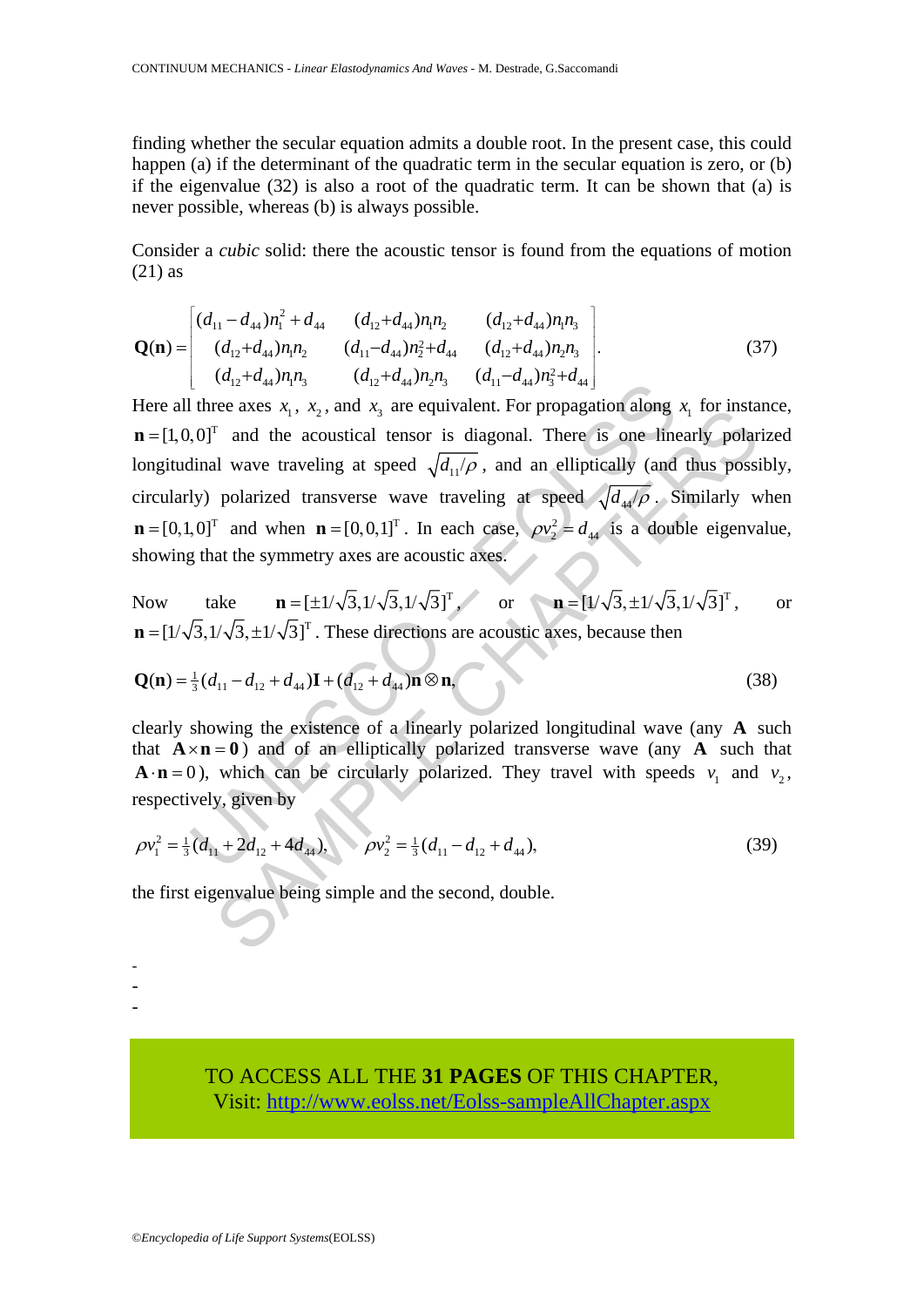finding whether the secular equation admits a double root. In the present case, this could happen (a) if the determinant of the quadratic term in the secular equation is zero, or (b) if the eigenvalue (32) is also a root of the quadratic term. It can be shown that (a) is never possible, whereas (b) is always possible.

Consider a *cubic* solid: there the acoustic tensor is found from the equations of motion (21) as

$$\mathbf{Q}(\mathbf{n}) = \begin{bmatrix} (d_{11}-d_{44})n_1^2+d_{44} & (d_{12}+d_{44})n_1n_2 & (d_{12}+d_{44})n_1n_3 \\ (d_{12}+d_{44})n_1n_2 & (d_{11}-d_{44})n_2^2+d_{44} & (d_{12}+d_{44})n_2n_3 \\ (d_{12}+d_{44})n_1n_3 & (d_{12}+d_{44})n_2n_3 & (d_{11}-d_{44})n_3^2+d_{44} \end{bmatrix}. \tag{37}$$

Here all three axes $x_1$, $x_2$, and $x_3$ are equivalent. For propagation along $x_1$ for instance, $\mathbf{n}=[1,0,0]^{\mathrm{T}}$ and the acoustical tensor is diagonal. There is one linearly polarized longitudinal wave traveling at speed $\sqrt{d_{11}/\rho}$, and an elliptically (and thus possibly, circularly) polarized transverse wave traveling at speed $\sqrt{d_{44}/\rho}$. Similarly when $\mathbf{n}=[0,1,0]^{\mathrm{T}}$ and when $\mathbf{n}=[0,0,1]^{\mathrm{T}}$. In each case, $\rho v_2^2 = d_{44}$ is a double eigenvalue, showing that the symmetry axes are acoustic axes.

Now take $\mathbf{n}=[\pm 1/\sqrt{3}, 1/\sqrt{3}, 1/\sqrt{3}]^{\mathrm{T}}$, or $\mathbf{n}=[1/\sqrt{3}, \pm 1/\sqrt{3}, 1/\sqrt{3}]^{\mathrm{T}}$, or $\mathbf{n}=[1/\sqrt{3}, 1/\sqrt{3}, \pm 1/\sqrt{3}]^{\mathrm{T}}$. These directions are acoustic axes, because then

$$\mathbf{Q}(\mathbf{n}) = \tfrac{1}{3}(d_{11}-d_{12}+d_{44})\mathbf{I} + (d_{12}+d_{44})\mathbf{n}\otimes\mathbf{n}, \tag{38}$$

clearly showing the existence of a linearly polarized longitudinal wave (any $\mathbf{A}$ such that $\mathbf{A}\times\mathbf{n}=\mathbf{0}$) and of an elliptically polarized transverse wave (any $\mathbf{A}$ such that $\mathbf{A}\cdot\mathbf{n}=0$), which can be circularly polarized. They travel with speeds $v_1$ and $v_2$, respectively, given by

$$\rho v_1^2 = \tfrac{1}{3}(d_{11}+2d_{12}+4d_{44}), \qquad \rho v_2^2 = \tfrac{1}{3}(d_{11}-d_{12}+d_{44}), \tag{39}$$

the first eigenvalue being simple and the second, double.

-
-
-

TO ACCESS ALL THE **31 PAGES** OF THIS CHAPTER,
Visit: http://www.eolss.net/Eolss-sampleAllChapter.aspx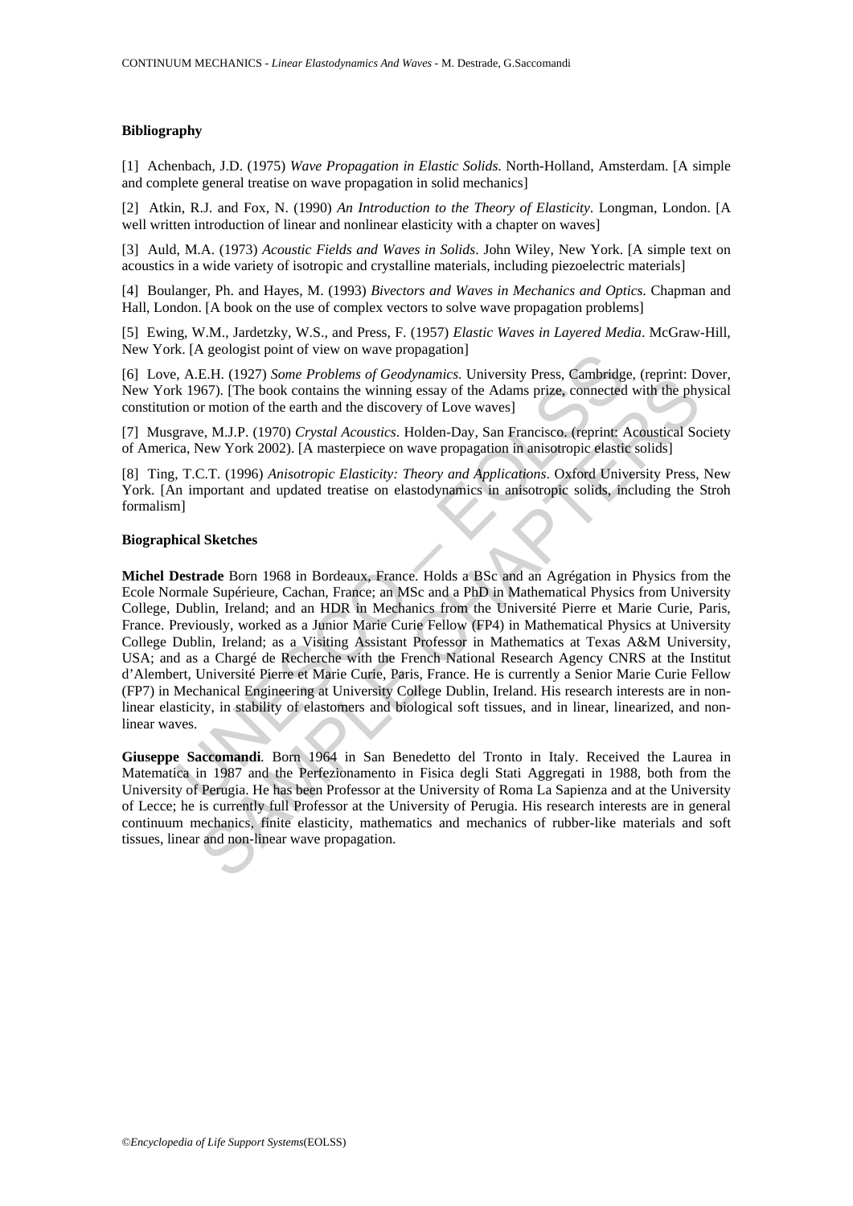### Bibliography

[1] Achenbach, J.D. (1975) *Wave Propagation in Elastic Solids*. North-Holland, Amsterdam. [A simple and complete general treatise on wave propagation in solid mechanics]

[2] Atkin, R.J. and Fox, N. (1990) *An Introduction to the Theory of Elasticity*. Longman, London. [A well written introduction of linear and nonlinear elasticity with a chapter on waves]

[3] Auld, M.A. (1973) *Acoustic Fields and Waves in Solids*. John Wiley, New York. [A simple text on acoustics in a wide variety of isotropic and crystalline materials, including piezoelectric materials]

[4] Boulanger, Ph. and Hayes, M. (1993) *Bivectors and Waves in Mechanics and Optics*. Chapman and Hall, London. [A book on the use of complex vectors to solve wave propagation problems]

[5] Ewing, W.M., Jardetzky, W.S., and Press, F. (1957) *Elastic Waves in Layered Media*. McGraw-Hill, New York. [A geologist point of view on wave propagation]

[6] Love, A.E.H. (1927) *Some Problems of Geodynamics*. University Press, Cambridge, (reprint: Dover, New York 1967). [The book contains the winning essay of the Adams prize, connected with the physical constitution or motion of the earth and the discovery of Love waves]

[7] Musgrave, M.J.P. (1970) *Crystal Acoustics*. Holden-Day, San Francisco. (reprint: Acoustical Society of America, New York 2002). [A masterpiece on wave propagation in anisotropic elastic solids]

[8] Ting, T.C.T. (1996) *Anisotropic Elasticity: Theory and Applications*. Oxford University Press, New York. [An important and updated treatise on elastodynamics in anisotropic solids, including the Stroh formalism]

### Biographical Sketches

**Michel Destrade** Born 1968 in Bordeaux, France. Holds a BSc and an Agrégation in Physics from the Ecole Normale Supérieure, Cachan, France; an MSc and a PhD in Mathematical Physics from University College, Dublin, Ireland; and an HDR in Mechanics from the Université Pierre et Marie Curie, Paris, France. Previously, worked as a Junior Marie Curie Fellow (FP4) in Mathematical Physics at University College Dublin, Ireland; as a Visiting Assistant Professor in Mathematics at Texas A&M University, USA; and as a Chargé de Recherche with the French National Research Agency CNRS at the Institut d'Alembert, Université Pierre et Marie Curie, Paris, France. He is currently a Senior Marie Curie Fellow (FP7) in Mechanical Engineering at University College Dublin, Ireland. His research interests are in non-linear elasticity, in stability of elastomers and biological soft tissues, and in linear, linearized, and non-linear waves.

**Giuseppe Saccomandi**. Born 1964 in San Benedetto del Tronto in Italy. Received the Laurea in Matematica in 1987 and the Perfezionamento in Fisica degli Stati Aggregati in 1988, both from the University of Perugia. He has been Professor at the University of Roma La Sapienza and at the University of Lecce; he is currently full Professor at the University of Perugia. His research interests are in general continuum mechanics, finite elasticity, mathematics and mechanics of rubber-like materials and soft tissues, linear and non-linear wave propagation.